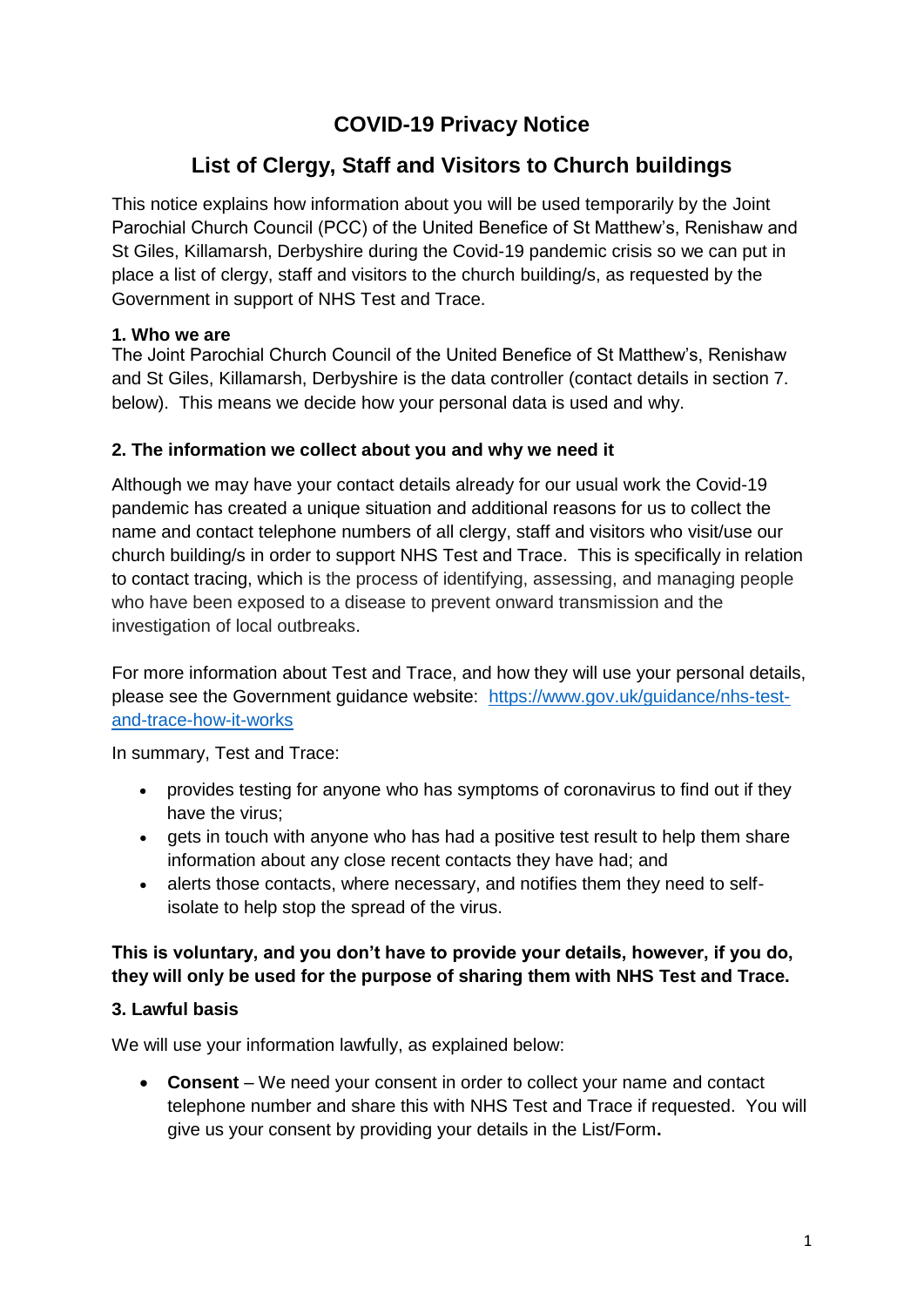# COVID-19 Privacy Notice

## List of Clergy, Staff and Visitors to Church buildings

This notice explains how information about you will be used temporarily by the Joint Parochial Church Council (PCC) of the United Benefice of St Matthew's, Renishaw and St Giles, Killamarsh, Derbyshire during the Covid-19 pandemic crisis so we can put in place a list of clergy, staff and visitors to the church building/s, as requested by the Government in support of NHS Test and Trace.

### 1. Who we are

The Joint Parochial Church Council of the United Benefice of St Matthew's, Renishaw and St Giles, Killamarsh, Derbyshire is the data controller (contact details in section 7. below). This means we decide how your personal data is used and why.

### 2. The information we collect about you and why we need it

Although we may have your contact details already for our usual work the Covid-19 pandemic has created a unique situation and additional reasons for us to collect the name and contact telephone numbers of all clergy, staff and visitors who visit/use our church building/s in order to support NHS Test and Trace. This is specifically in relation to contact tracing, which is the process of identifying, assessing, and managing people who have been exposed to a disease to prevent onward transmission and the investigation of local outbreaks.

For more information about Test and Trace, and how they will use your personal details, please see the Government guidance website: [https://www.gov.uk/guidance/nhs-test-and-trace-how-it-works](https://www.gov.uk/guidance/nhs-test-and-trace-how-it-works)

In summary, Test and Trace:

- provides testing for anyone who has symptoms of coronavirus to find out if they have the virus;
- gets in touch with anyone who has had a positive test result to help them share information about any close recent contacts they have had; and
- alerts those contacts, where necessary, and notifies them they need to self-isolate to help stop the spread of the virus.

**This is voluntary, and you don't have to provide your details, however, if you do, they will only be used for the purpose of sharing them with NHS Test and Trace.**

### 3. Lawful basis

We will use your information lawfully, as explained below:

- **Consent** – We need your consent in order to collect your name and contact telephone number and share this with NHS Test and Trace if requested. You will give us your consent by providing your details in the List/Form**.**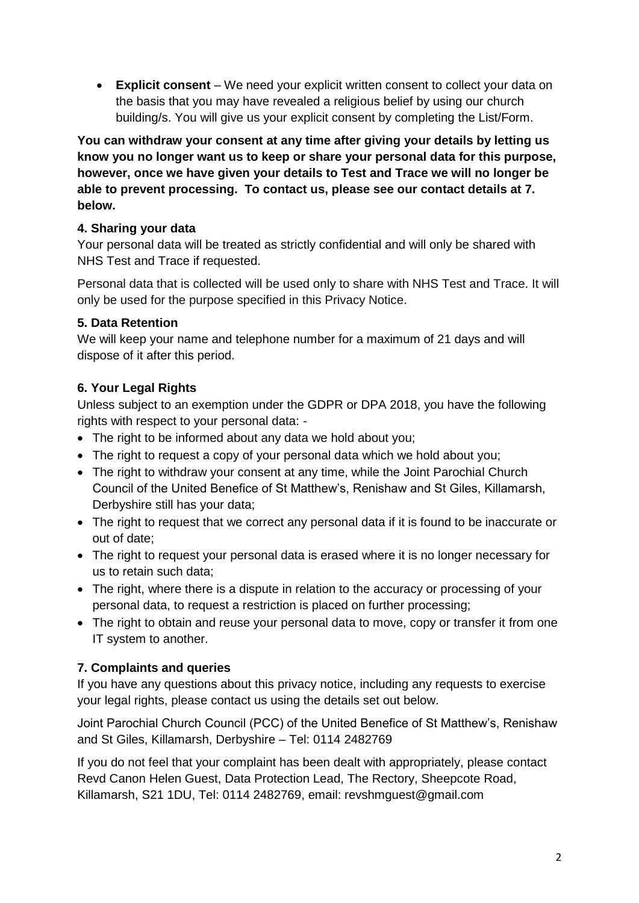- **Explicit consent** – We need your explicit written consent to collect your data on the basis that you may have revealed a religious belief by using our church building/s. You will give us your explicit consent by completing the List/Form.

**You can withdraw your consent at any time after giving your details by letting us know you no longer want us to keep or share your personal data for this purpose, however, once we have given your details to Test and Trace we will no longer be able to prevent processing. To contact us, please see our contact details at 7. below.**

### 4. Sharing your data

Your personal data will be treated as strictly confidential and will only be shared with NHS Test and Trace if requested.

Personal data that is collected will be used only to share with NHS Test and Trace. It will only be used for the purpose specified in this Privacy Notice.

### 5. Data Retention

We will keep your name and telephone number for a maximum of 21 days and will dispose of it after this period.

### 6. Your Legal Rights

Unless subject to an exemption under the GDPR or DPA 2018, you have the following rights with respect to your personal data: -

- The right to be informed about any data we hold about you;
- The right to request a copy of your personal data which we hold about you;
- The right to withdraw your consent at any time, while the Joint Parochial Church Council of the United Benefice of St Matthew's, Renishaw and St Giles, Killamarsh, Derbyshire still has your data;
- The right to request that we correct any personal data if it is found to be inaccurate or out of date;
- The right to request your personal data is erased where it is no longer necessary for us to retain such data;
- The right, where there is a dispute in relation to the accuracy or processing of your personal data, to request a restriction is placed on further processing;
- The right to obtain and reuse your personal data to move, copy or transfer it from one IT system to another.

### 7. Complaints and queries

If you have any questions about this privacy notice, including any requests to exercise your legal rights, please contact us using the details set out below.

Joint Parochial Church Council (PCC) of the United Benefice of St Matthew's, Renishaw and St Giles, Killamarsh, Derbyshire – Tel: 0114 2482769

If you do not feel that your complaint has been dealt with appropriately, please contact Revd Canon Helen Guest, Data Protection Lead, The Rectory, Sheepcote Road, Killamarsh, S21 1DU, Tel: 0114 2482769, email: revshmguest@gmail.com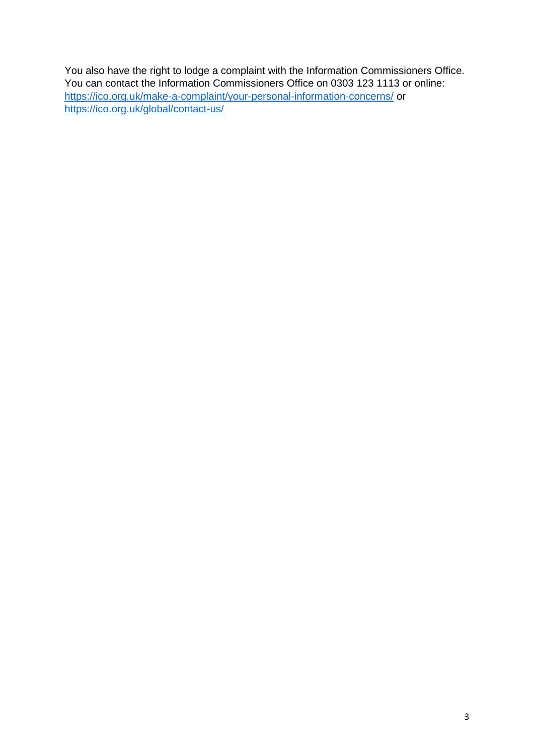You also have the right to lodge a complaint with the Information Commissioners Office. You can contact the Information Commissioners Office on 0303 123 1113 or online: https://ico.org.uk/make-a-complaint/your-personal-information-concerns/ or https://ico.org.uk/global/contact-us/